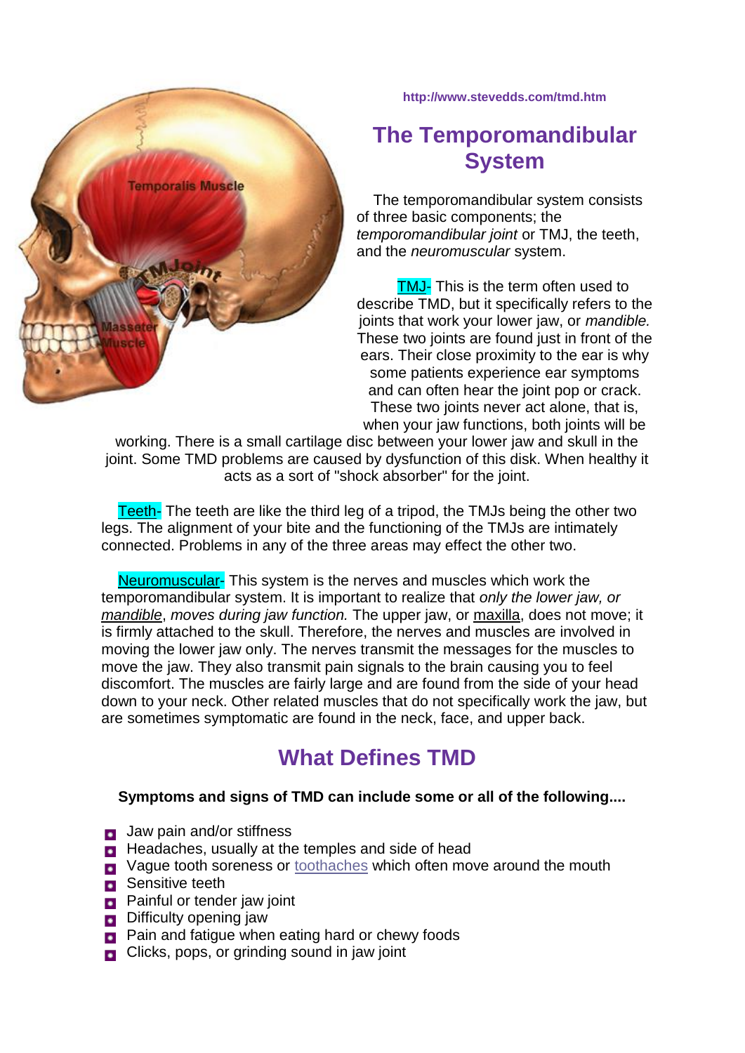http://www.stevedds.com/tmd.htm

# The Temporomandibular System

The temporomandibular system consists of three basic components; the *temporomandibular joint* or TMJ, the teeth, and the *neuromuscular* system.

TMJ- This is the term often used to describe TMD, but it specifically refers to the joints that work your lower jaw, or *mandible.* These two joints are found just in front of the ears. Their close proximity to the ear is why some patients experience ear symptoms and can often hear the joint pop or crack. These two joints never act alone, that is, when your jaw functions, both joints will be working. There is a small cartilage disc between your lower jaw and skull in the joint. Some TMD problems are caused by dysfunction of this disk. When healthy it acts as a sort of "shock absorber" for the joint.

Teeth- The teeth are like the third leg of a tripod, the TMJs being the other two legs. The alignment of your bite and the functioning of the TMJs are intimately connected. Problems in any of the three areas may effect the other two.

Neuromuscular- This system is the nerves and muscles which work the temporomandibular system. It is important to realize that *only the lower jaw, or mandible, moves during jaw function.* The upper jaw, or maxilla, does not move; it is firmly attached to the skull. Therefore, the nerves and muscles are involved in moving the lower jaw only. The nerves transmit the messages for the muscles to move the jaw. They also transmit pain signals to the brain causing you to feel discomfort. The muscles are fairly large and are found from the side of your head down to your neck. Other related muscles that do not specifically work the jaw, but are sometimes symptomatic are found in the neck, face, and upper back.

## What Defines TMD

**Symptoms and signs of TMD can include some or all of the following....**

- Jaw pain and/or stiffness
- Headaches, usually at the temples and side of head
- Vague tooth soreness or toothaches which often move around the mouth
- Sensitive teeth
- Painful or tender jaw joint
- Difficulty opening jaw
- Pain and fatigue when eating hard or chewy foods
- Clicks, pops, or grinding sound in jaw joint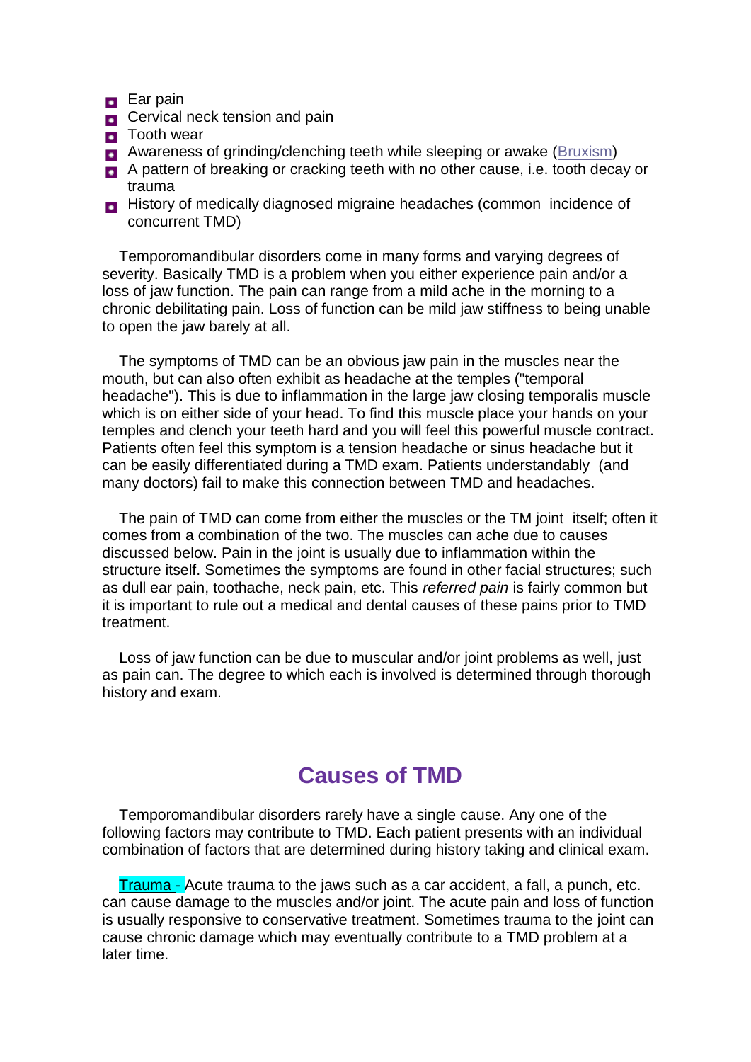- Ear pain
- Cervical neck tension and pain
- Tooth wear
- Awareness of grinding/clenching teeth while sleeping or awake (Bruxism)
- A pattern of breaking or cracking teeth with no other cause, i.e. tooth decay or trauma
- History of medically diagnosed migraine headaches (common incidence of concurrent TMD)

Temporomandibular disorders come in many forms and varying degrees of severity. Basically TMD is a problem when you either experience pain and/or a loss of jaw function. The pain can range from a mild ache in the morning to a chronic debilitating pain. Loss of function can be mild jaw stiffness to being unable to open the jaw barely at all.

The symptoms of TMD can be an obvious jaw pain in the muscles near the mouth, but can also often exhibit as headache at the temples ("temporal headache"). This is due to inflammation in the large jaw closing temporalis muscle which is on either side of your head. To find this muscle place your hands on your temples and clench your teeth hard and you will feel this powerful muscle contract. Patients often feel this symptom is a tension headache or sinus headache but it can be easily differentiated during a TMD exam. Patients understandably (and many doctors) fail to make this connection between TMD and headaches.

The pain of TMD can come from either the muscles or the TM joint itself; often it comes from a combination of the two. The muscles can ache due to causes discussed below. Pain in the joint is usually due to inflammation within the structure itself. Sometimes the symptoms are found in other facial structures; such as dull ear pain, toothache, neck pain, etc. This *referred pain* is fairly common but it is important to rule out a medical and dental causes of these pains prior to TMD treatment.

Loss of jaw function can be due to muscular and/or joint problems as well, just as pain can. The degree to which each is involved is determined through thorough history and exam.

## Causes of TMD

Temporomandibular disorders rarely have a single cause. Any one of the following factors may contribute to TMD. Each patient presents with an individual combination of factors that are determined during history taking and clinical exam.

Trauma - Acute trauma to the jaws such as a car accident, a fall, a punch, etc. can cause damage to the muscles and/or joint. The acute pain and loss of function is usually responsive to conservative treatment. Sometimes trauma to the joint can cause chronic damage which may eventually contribute to a TMD problem at a later time.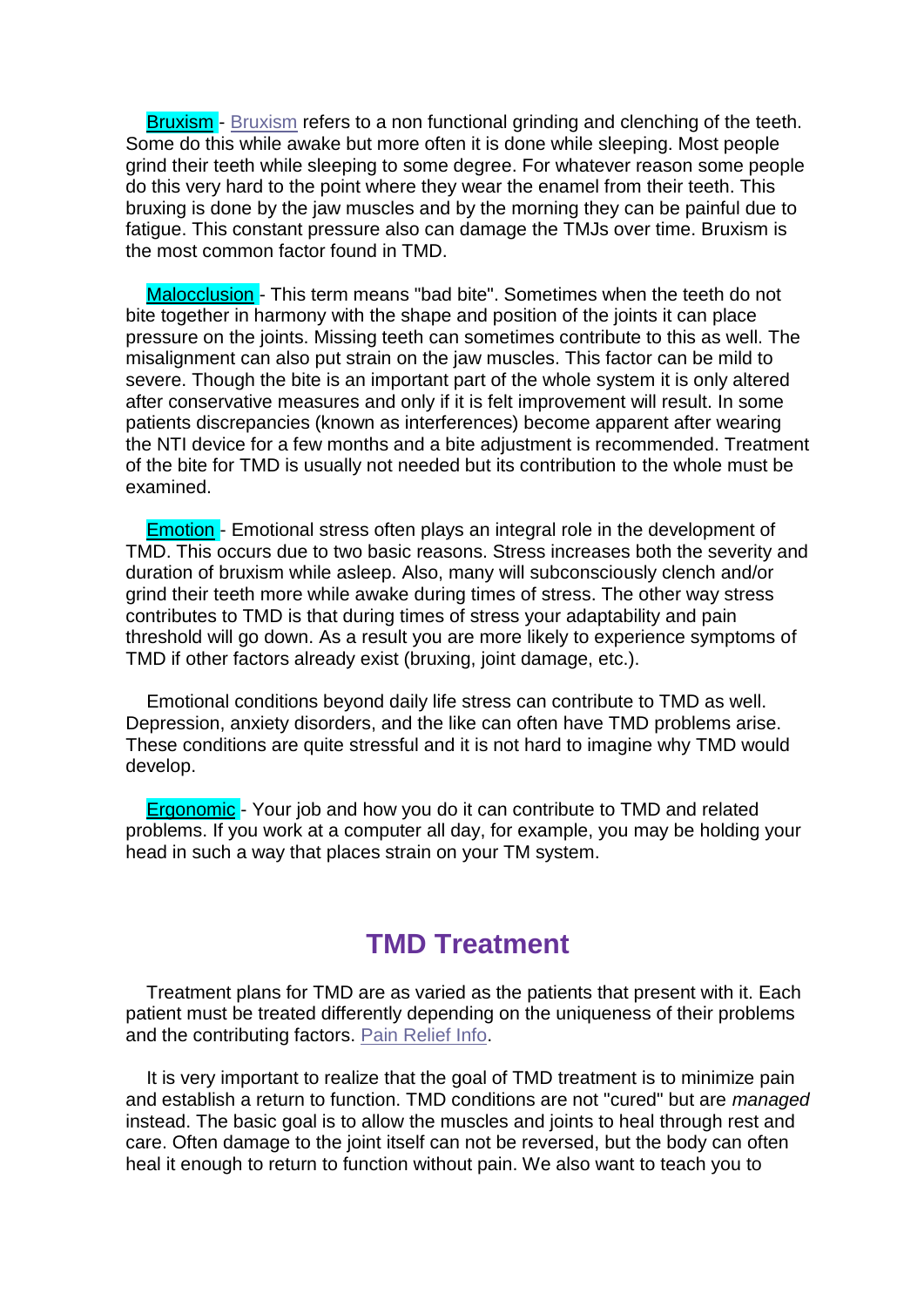**Bruxism** - Bruxism refers to a non functional grinding and clenching of the teeth. Some do this while awake but more often it is done while sleeping. Most people grind their teeth while sleeping to some degree. For whatever reason some people do this very hard to the point where they wear the enamel from their teeth. This bruxing is done by the jaw muscles and by the morning they can be painful due to fatigue. This constant pressure also can damage the TMJs over time. Bruxism is the most common factor found in TMD.

**Malocclusion** - This term means "bad bite". Sometimes when the teeth do not bite together in harmony with the shape and position of the joints it can place pressure on the joints. Missing teeth can sometimes contribute to this as well. The misalignment can also put strain on the jaw muscles. This factor can be mild to severe. Though the bite is an important part of the whole system it is only altered after conservative measures and only if it is felt improvement will result. In some patients discrepancies (known as interferences) become apparent after wearing the NTI device for a few months and a bite adjustment is recommended. Treatment of the bite for TMD is usually not needed but its contribution to the whole must be examined.

**Emotion** - Emotional stress often plays an integral role in the development of TMD. This occurs due to two basic reasons. Stress increases both the severity and duration of bruxism while asleep. Also, many will subconsciously clench and/or grind their teeth more while awake during times of stress. The other way stress contributes to TMD is that during times of stress your adaptability and pain threshold will go down. As a result you are more likely to experience symptoms of TMD if other factors already exist (bruxing, joint damage, etc.).

Emotional conditions beyond daily life stress can contribute to TMD as well. Depression, anxiety disorders, and the like can often have TMD problems arise. These conditions are quite stressful and it is not hard to imagine why TMD would develop.

**Ergonomic** - Your job and how you do it can contribute to TMD and related problems. If you work at a computer all day, for example, you may be holding your head in such a way that places strain on your TM system.

## TMD Treatment

Treatment plans for TMD are as varied as the patients that present with it. Each patient must be treated differently depending on the uniqueness of their problems and the contributing factors. Pain Relief Info.

It is very important to realize that the goal of TMD treatment is to minimize pain and establish a return to function. TMD conditions are not "cured" but are *managed* instead. The basic goal is to allow the muscles and joints to heal through rest and care. Often damage to the joint itself can not be reversed, but the body can often heal it enough to return to function without pain. We also want to teach you to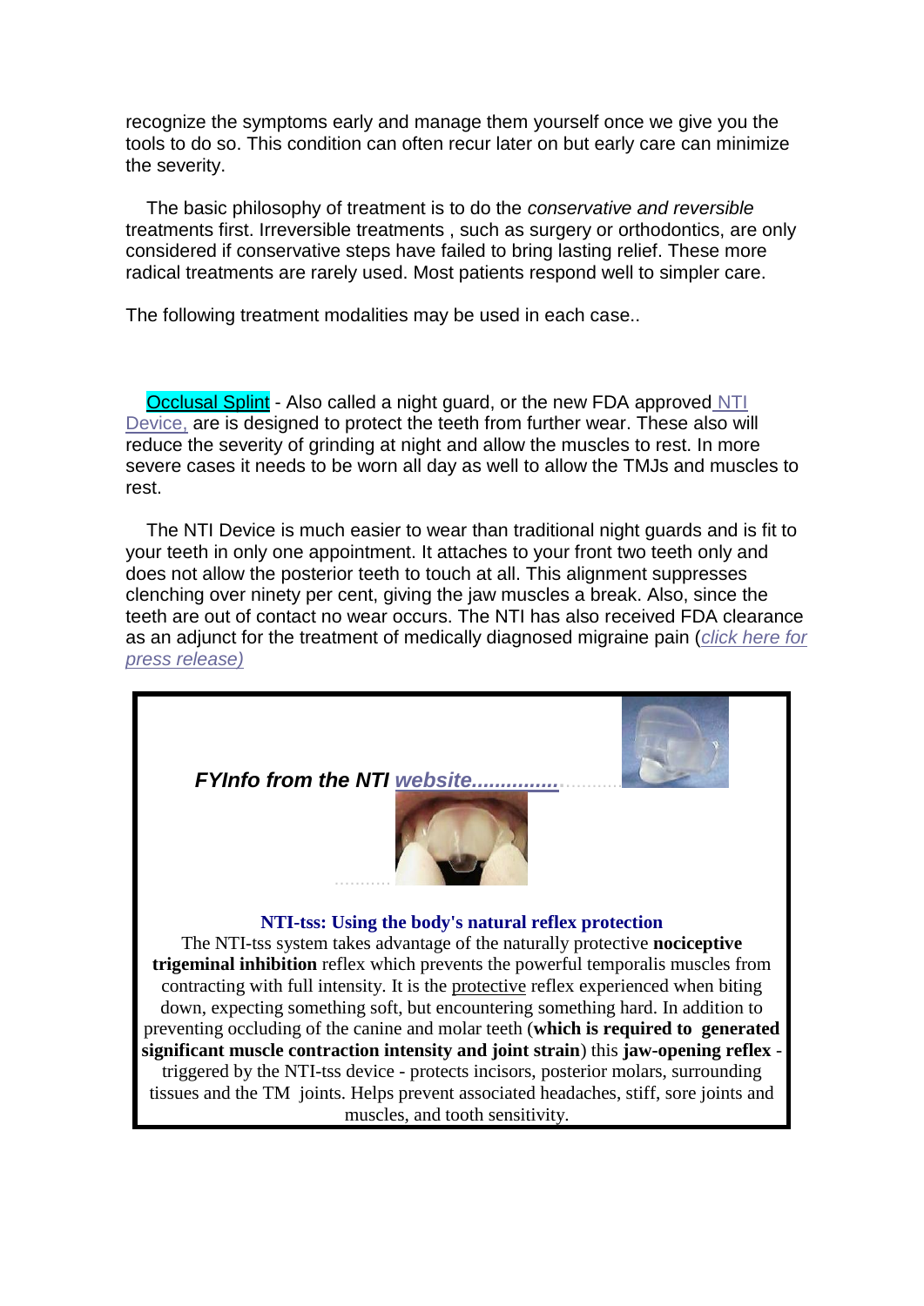recognize the symptoms early and manage them yourself once we give you the tools to do so. This condition can often recur later on but early care can minimize the severity.

The basic philosophy of treatment is to do the *conservative and reversible* treatments first. Irreversible treatments , such as surgery or orthodontics, are only considered if conservative steps have failed to bring lasting relief. These more radical treatments are rarely used. Most patients respond well to simpler care.

The following treatment modalities may be used in each case..

Occlusal Splint - Also called a night guard, or the new FDA approved NTI Device, are is designed to protect the teeth from further wear. These also will reduce the severity of grinding at night and allow the muscles to rest. In more severe cases it needs to be worn all day as well to allow the TMJs and muscles to rest.

The NTI Device is much easier to wear than traditional night guards and is fit to your teeth in only one appointment. It attaches to your front two teeth only and does not allow the posterior teeth to touch at all. This alignment suppresses clenching over ninety per cent, giving the jaw muscles a break. Also, since the teeth are out of contact no wear occurs. The NTI has also received FDA clearance as an adjunct for the treatment of medically diagnosed migraine pain (*click here for press release)*

***FYInfo from the NTI website...............***

**NTI-tss: Using the body's natural reflex protection**

The NTI-tss system takes advantage of the naturally protective **nociceptive trigeminal inhibition** reflex which prevents the powerful temporalis muscles from contracting with full intensity. It is the protective reflex experienced when biting down, expecting something soft, but encountering something hard. In addition to preventing occluding of the canine and molar teeth (**which is required to generated significant muscle contraction intensity and joint strain**) this **jaw-opening reflex** - triggered by the NTI-tss device - protects incisors, posterior molars, surrounding tissues and the TM joints. Helps prevent associated headaches, stiff, sore joints and muscles, and tooth sensitivity.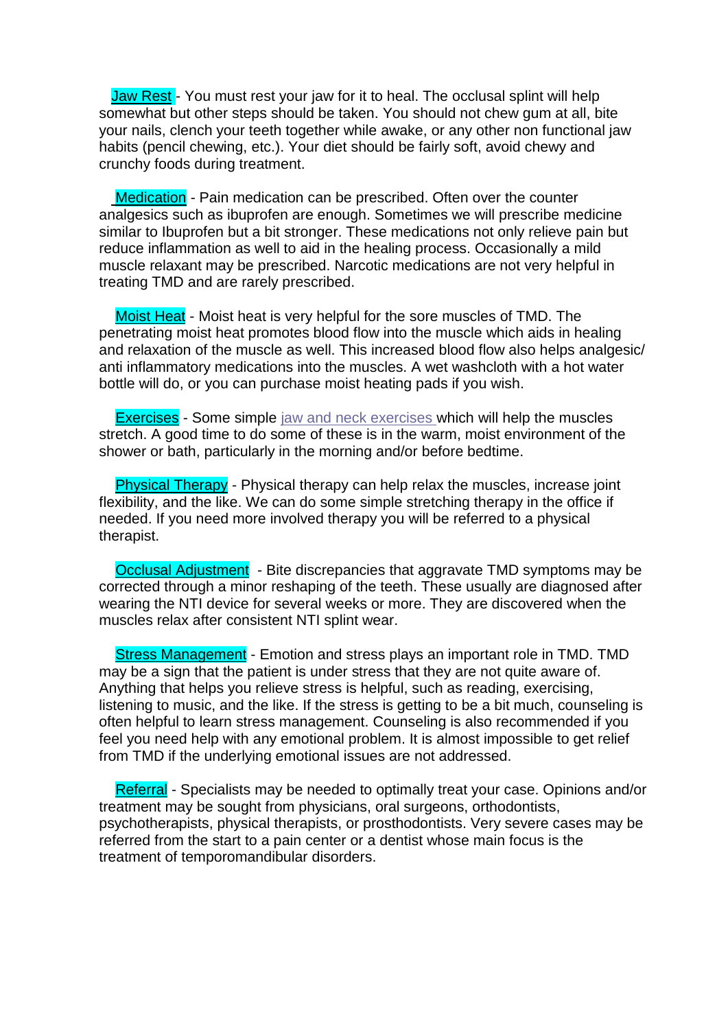**Jaw Rest** - You must rest your jaw for it to heal. The occlusal splint will help somewhat but other steps should be taken. You should not chew gum at all, bite your nails, clench your teeth together while awake, or any other non functional jaw habits (pencil chewing, etc.). Your diet should be fairly soft, avoid chewy and crunchy foods during treatment.

**Medication** - Pain medication can be prescribed. Often over the counter analgesics such as ibuprofen are enough. Sometimes we will prescribe medicine similar to Ibuprofen but a bit stronger. These medications not only relieve pain but reduce inflammation as well to aid in the healing process. Occasionally a mild muscle relaxant may be prescribed. Narcotic medications are not very helpful in treating TMD and are rarely prescribed.

**Moist Heat** - Moist heat is very helpful for the sore muscles of TMD. The penetrating moist heat promotes blood flow into the muscle which aids in healing and relaxation of the muscle as well. This increased blood flow also helps analgesic/ anti inflammatory medications into the muscles. A wet washcloth with a hot water bottle will do, or you can purchase moist heating pads if you wish.

**Exercises** - Some simple jaw and neck exercises which will help the muscles stretch. A good time to do some of these is in the warm, moist environment of the shower or bath, particularly in the morning and/or before bedtime.

**Physical Therapy** - Physical therapy can help relax the muscles, increase joint flexibility, and the like. We can do simple stretching therapy in the office if needed. If you need more involved therapy you will be referred to a physical therapist.

**Occlusal Adjustment** - Bite discrepancies that aggravate TMD symptoms may be corrected through a minor reshaping of the teeth. These usually are diagnosed after wearing the NTI device for several weeks or more. They are discovered when the muscles relax after consistent NTI splint wear.

**Stress Management** - Emotion and stress plays an important role in TMD. TMD may be a sign that the patient is under stress that they are not quite aware of. Anything that helps you relieve stress is helpful, such as reading, exercising, listening to music, and the like. If the stress is getting to be a bit much, counseling is often helpful to learn stress management. Counseling is also recommended if you feel you need help with any emotional problem. It is almost impossible to get relief from TMD if the underlying emotional issues are not addressed.

**Referral** - Specialists may be needed to optimally treat your case. Opinions and/or treatment may be sought from physicians, oral surgeons, orthodontists, psychotherapists, physical therapists, or prosthodontists. Very severe cases may be referred from the start to a pain center or a dentist whose main focus is the treatment of temporomandibular disorders.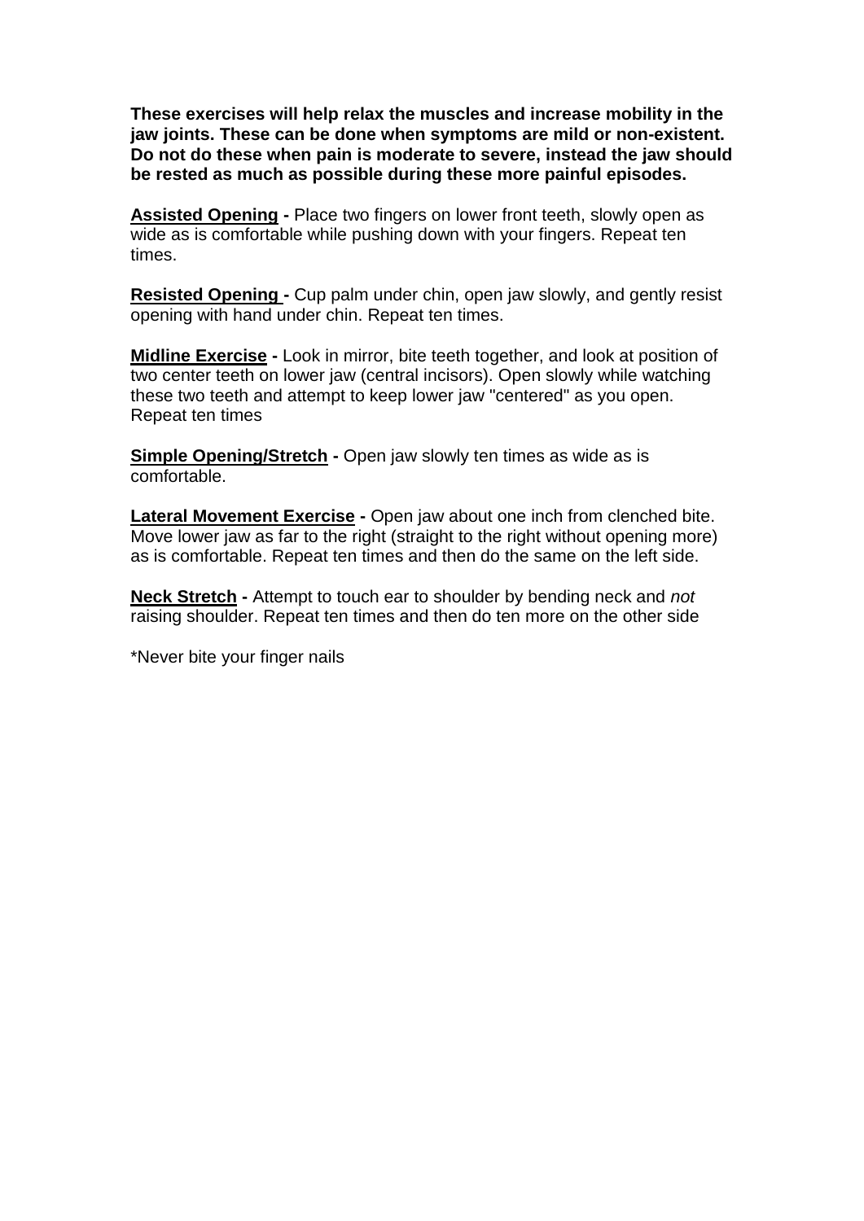**These exercises will help relax the muscles and increase mobility in the jaw joints. These can be done when symptoms are mild or non-existent. Do not do these when pain is moderate to severe, instead the jaw should be rested as much as possible during these more painful episodes.**

**Assisted Opening -** Place two fingers on lower front teeth, slowly open as wide as is comfortable while pushing down with your fingers. Repeat ten times.

**Resisted Opening -** Cup palm under chin, open jaw slowly, and gently resist opening with hand under chin. Repeat ten times.

**Midline Exercise -** Look in mirror, bite teeth together, and look at position of two center teeth on lower jaw (central incisors). Open slowly while watching these two teeth and attempt to keep lower jaw "centered" as you open. Repeat ten times

**Simple Opening/Stretch -** Open jaw slowly ten times as wide as is comfortable.

**Lateral Movement Exercise -** Open jaw about one inch from clenched bite. Move lower jaw as far to the right (straight to the right without opening more) as is comfortable. Repeat ten times and then do the same on the left side.

**Neck Stretch -** Attempt to touch ear to shoulder by bending neck and *not* raising shoulder. Repeat ten times and then do ten more on the other side

*Never bite your finger nails